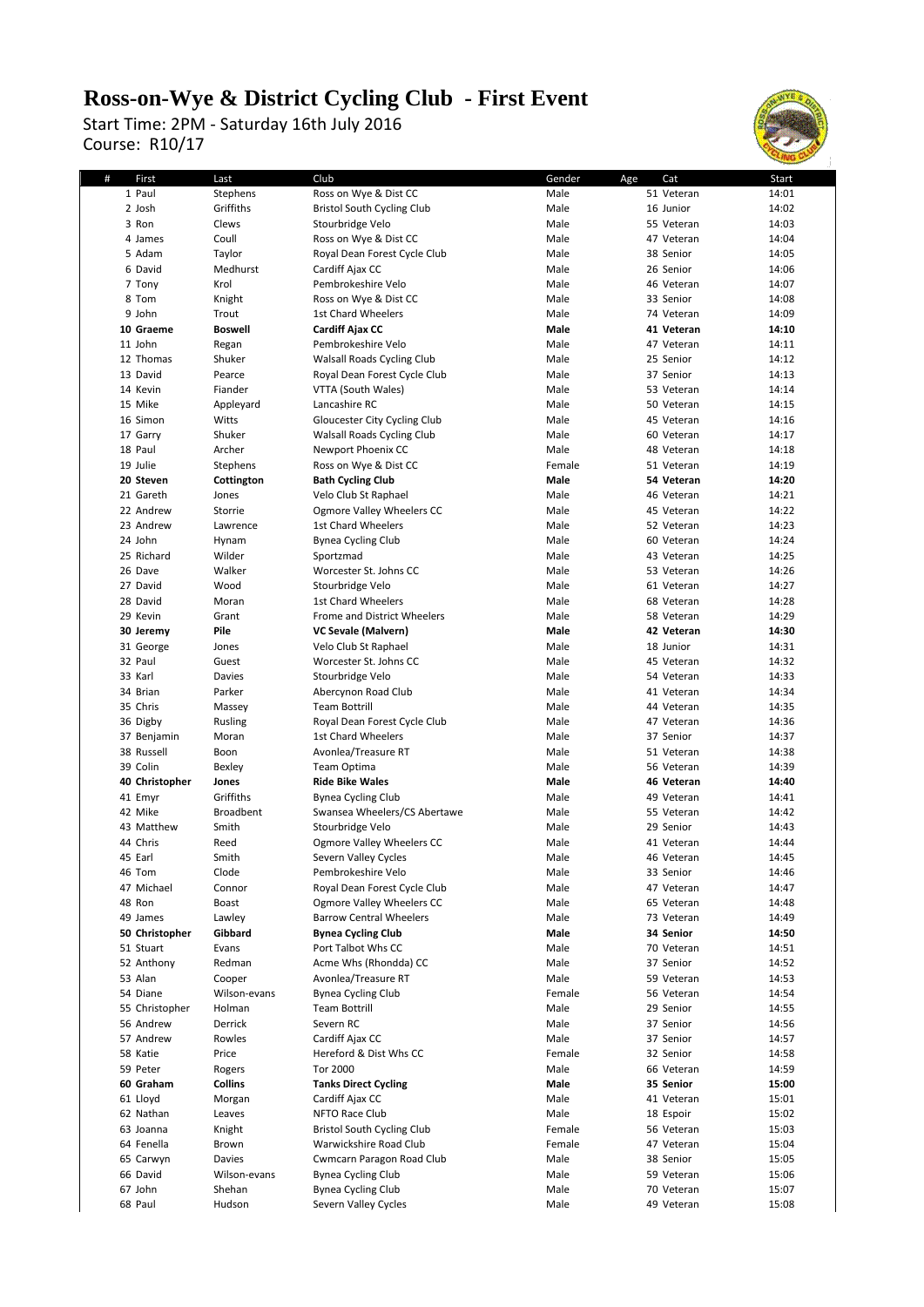# Ross-on-Wye & District Cycling Club - First Event

Start Time: 2PM - Saturday 16th July 2016

Course: R10/17

| # | First | Last | Club | Gender | Age | Cat | Start |
|---|---|---|---|---|---|---|---|
| 1 | Paul | Stephens | Ross on Wye & Dist CC | Male | 51 | Veteran | 14:01 |
| 2 | Josh | Griffiths | Bristol South Cycling Club | Male | 16 | Junior | 14:02 |
| 3 | Ron | Clews | Stourbridge Velo | Male | 55 | Veteran | 14:03 |
| 4 | James | Coull | Ross on Wye & Dist CC | Male | 47 | Veteran | 14:04 |
| 5 | Adam | Taylor | Royal Dean Forest Cycle Club | Male | 38 | Senior | 14:05 |
| 6 | David | Medhurst | Cardiff Ajax CC | Male | 26 | Senior | 14:06 |
| 7 | Tony | Krol | Pembrokeshire Velo | Male | 46 | Veteran | 14:07 |
| 8 | Tom | Knight | Ross on Wye & Dist CC | Male | 33 | Senior | 14:08 |
| 9 | John | Trout | 1st Chard Wheelers | Male | 74 | Veteran | 14:09 |
| **10** | **Graeme** | **Boswell** | **Cardiff Ajax CC** | **Male** | **41** | **Veteran** | **14:10** |
| 11 | John | Regan | Pembrokeshire Velo | Male | 47 | Veteran | 14:11 |
| 12 | Thomas | Shuker | Walsall Roads Cycling Club | Male | 25 | Senior | 14:12 |
| 13 | David | Pearce | Royal Dean Forest Cycle Club | Male | 37 | Senior | 14:13 |
| 14 | Kevin | Fiander | VTTA (South Wales) | Male | 53 | Veteran | 14:14 |
| 15 | Mike | Appleyard | Lancashire RC | Male | 50 | Veteran | 14:15 |
| 16 | Simon | Witts | Gloucester City Cycling Club | Male | 45 | Veteran | 14:16 |
| 17 | Garry | Shuker | Walsall Roads Cycling Club | Male | 60 | Veteran | 14:17 |
| 18 | Paul | Archer | Newport Phoenix CC | Male | 48 | Veteran | 14:18 |
| 19 | Julie | Stephens | Ross on Wye & Dist CC | Female | 51 | Veteran | 14:19 |
| **20** | **Steven** | **Cottington** | **Bath Cycling Club** | **Male** | **54** | **Veteran** | **14:20** |
| 21 | Gareth | Jones | Velo Club St Raphael | Male | 46 | Veteran | 14:21 |
| 22 | Andrew | Storrie | Ogmore Valley Wheelers CC | Male | 45 | Veteran | 14:22 |
| 23 | Andrew | Lawrence | 1st Chard Wheelers | Male | 52 | Veteran | 14:23 |
| 24 | John | Hynam | Bynea Cycling Club | Male | 60 | Veteran | 14:24 |
| 25 | Richard | Wilder | Sportzmad | Male | 43 | Veteran | 14:25 |
| 26 | Dave | Walker | Worcester St. Johns CC | Male | 53 | Veteran | 14:26 |
| 27 | David | Wood | Stourbridge Velo | Male | 61 | Veteran | 14:27 |
| 28 | David | Moran | 1st Chard Wheelers | Male | 68 | Veteran | 14:28 |
| 29 | Kevin | Grant | Frome and District Wheelers | Male | 58 | Veteran | 14:29 |
| **30** | **Jeremy** | **Pile** | **VC Sevale (Malvern)** | **Male** | **42** | **Veteran** | **14:30** |
| 31 | George | Jones | Velo Club St Raphael | Male | 18 | Junior | 14:31 |
| 32 | Paul | Guest | Worcester St. Johns CC | Male | 45 | Veteran | 14:32 |
| 33 | Karl | Davies | Stourbridge Velo | Male | 54 | Veteran | 14:33 |
| 34 | Brian | Parker | Abercynon Road Club | Male | 41 | Veteran | 14:34 |
| 35 | Chris | Massey | Team Bottrill | Male | 44 | Veteran | 14:35 |
| 36 | Digby | Rusling | Royal Dean Forest Cycle Club | Male | 47 | Veteran | 14:36 |
| 37 | Benjamin | Moran | 1st Chard Wheelers | Male | 37 | Senior | 14:37 |
| 38 | Russell | Boon | Avonlea/Treasure RT | Male | 51 | Veteran | 14:38 |
| 39 | Colin | Bexley | Team Optima | Male | 56 | Veteran | 14:39 |
| **40** | **Christopher** | **Jones** | **Ride Bike Wales** | **Male** | **46** | **Veteran** | **14:40** |
| 41 | Emyr | Griffiths | Bynea Cycling Club | Male | 49 | Veteran | 14:41 |
| 42 | Mike | Broadbent | Swansea Wheelers/CS Abertawe | Male | 55 | Veteran | 14:42 |
| 43 | Matthew | Smith | Stourbridge Velo | Male | 29 | Senior | 14:43 |
| 44 | Chris | Reed | Ogmore Valley Wheelers CC | Male | 41 | Veteran | 14:44 |
| 45 | Earl | Smith | Severn Valley Cycles | Male | 46 | Veteran | 14:45 |
| 46 | Tom | Clode | Pembrokeshire Velo | Male | 33 | Senior | 14:46 |
| 47 | Michael | Connor | Royal Dean Forest Cycle Club | Male | 47 | Veteran | 14:47 |
| 48 | Ron | Boast | Ogmore Valley Wheelers CC | Male | 65 | Veteran | 14:48 |
| 49 | James | Lawley | Barrow Central Wheelers | Male | 73 | Veteran | 14:49 |
| **50** | **Christopher** | **Gibbard** | **Bynea Cycling Club** | **Male** | **34** | **Senior** | **14:50** |
| 51 | Stuart | Evans | Port Talbot Whs CC | Male | 70 | Veteran | 14:51 |
| 52 | Anthony | Redman | Acme Whs (Rhondda) CC | Male | 37 | Senior | 14:52 |
| 53 | Alan | Cooper | Avonlea/Treasure RT | Male | 59 | Veteran | 14:53 |
| 54 | Diane | Wilson-evans | Bynea Cycling Club | Female | 56 | Veteran | 14:54 |
| 55 | Christopher | Holman | Team Bottrill | Male | 29 | Senior | 14:55 |
| 56 | Andrew | Derrick | Severn RC | Male | 37 | Senior | 14:56 |
| 57 | Andrew | Rowles | Cardiff Ajax CC | Male | 37 | Senior | 14:57 |
| 58 | Katie | Price | Hereford & Dist Whs CC | Female | 32 | Senior | 14:58 |
| 59 | Peter | Rogers | Tor 2000 | Male | 66 | Veteran | 14:59 |
| **60** | **Graham** | **Collins** | **Tanks Direct Cycling** | **Male** | **35** | **Senior** | **15:00** |
| 61 | Lloyd | Morgan | Cardiff Ajax CC | Male | 41 | Veteran | 15:01 |
| 62 | Nathan | Leaves | NFTO Race Club | Male | 18 | Espoir | 15:02 |
| 63 | Joanna | Knight | Bristol South Cycling Club | Female | 56 | Veteran | 15:03 |
| 64 | Fenella | Brown | Warwickshire Road Club | Female | 47 | Veteran | 15:04 |
| 65 | Carwyn | Davies | Cwmcarn Paragon Road Club | Male | 38 | Senior | 15:05 |
| 66 | David | Wilson-evans | Bynea Cycling Club | Male | 59 | Veteran | 15:06 |
| 67 | John | Shehan | Bynea Cycling Club | Male | 70 | Veteran | 15:07 |
| 68 | Paul | Hudson | Severn Valley Cycles | Male | 49 | Veteran | 15:08 |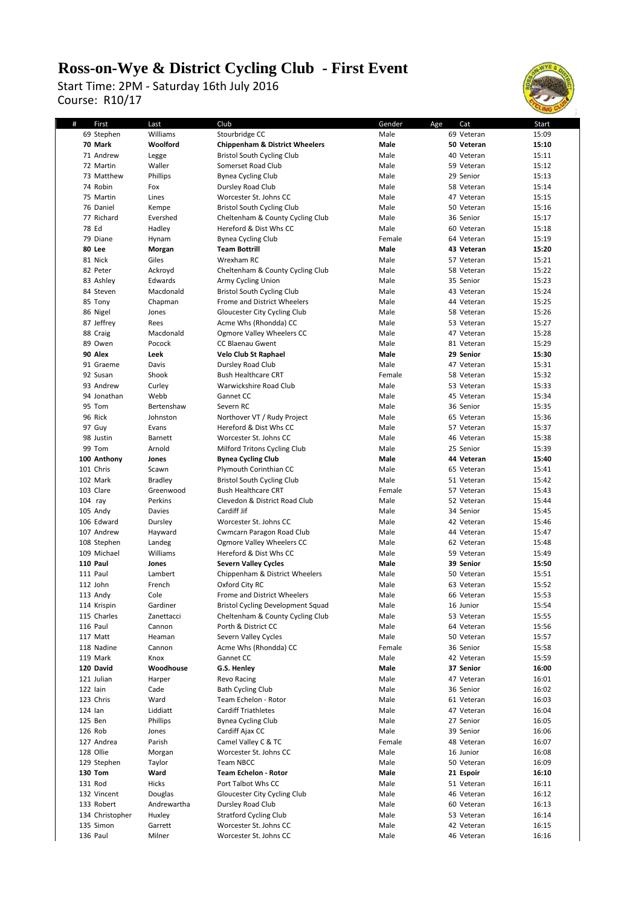# Ross-on-Wye & District Cycling Club - First Event

Start Time: 2PM - Saturday 16th July 2016
Course: R10/17

| # | First | Last | Club | Gender | Age | Cat | Start |
|---|---|---|---|---|---|---|---|
| 69 | Stephen | Williams | Stourbridge CC | Male | 69 | Veteran | 15:09 |
| **70** | **Mark** | **Woolford** | **Chippenham & District Wheelers** | **Male** | **50** | **Veteran** | **15:10** |
| 71 | Andrew | Legge | Bristol South Cycling Club | Male | 40 | Veteran | 15:11 |
| 72 | Martin | Waller | Somerset Road Club | Male | 59 | Veteran | 15:12 |
| 73 | Matthew | Phillips | Bynea Cycling Club | Male | 29 | Senior | 15:13 |
| 74 | Robin | Fox | Dursley Road Club | Male | 58 | Veteran | 15:14 |
| 75 | Martin | Lines | Worcester St. Johns CC | Male | 47 | Veteran | 15:15 |
| 76 | Daniel | Kempe | Bristol South Cycling Club | Male | 50 | Veteran | 15:16 |
| 77 | Richard | Evershed | Cheltenham & County Cycling Club | Male | 36 | Senior | 15:17 |
| 78 | Ed | Hadley | Hereford & Dist Whs CC | Male | 60 | Veteran | 15:18 |
| 79 | Diane | Hynam | Bynea Cycling Club | Female | 64 | Veteran | 15:19 |
| **80** | **Lee** | **Morgan** | **Team Bottrill** | **Male** | **43** | **Veteran** | **15:20** |
| 81 | Nick | Giles | Wrexham RC | Male | 57 | Veteran | 15:21 |
| 82 | Peter | Ackroyd | Cheltenham & County Cycling Club | Male | 58 | Veteran | 15:22 |
| 83 | Ashley | Edwards | Army Cycling Union | Male | 35 | Senior | 15:23 |
| 84 | Steven | Macdonald | Bristol South Cycling Club | Male | 43 | Veteran | 15:24 |
| 85 | Tony | Chapman | Frome and District Wheelers | Male | 44 | Veteran | 15:25 |
| 86 | Nigel | Jones | Gloucester City Cycling Club | Male | 58 | Veteran | 15:26 |
| 87 | Jeffrey | Rees | Acme Whs (Rhondda) CC | Male | 53 | Veteran | 15:27 |
| 88 | Craig | Macdonald | Ogmore Valley Wheelers CC | Male | 47 | Veteran | 15:28 |
| 89 | Owen | Pocock | CC Blaenau Gwent | Male | 81 | Veteran | 15:29 |
| **90** | **Alex** | **Leek** | **Velo Club St Raphael** | **Male** | **29** | **Senior** | **15:30** |
| 91 | Graeme | Davis | Dursley Road Club | Male | 47 | Veteran | 15:31 |
| 92 | Susan | Shook | Bush Healthcare CRT | Female | 58 | Veteran | 15:32 |
| 93 | Andrew | Curley | Warwickshire Road Club | Male | 53 | Veteran | 15:33 |
| 94 | Jonathan | Webb | Gannet CC | Male | 45 | Veteran | 15:34 |
| 95 | Tom | Bertenshaw | Severn RC | Male | 36 | Senior | 15:35 |
| 96 | Rick | Johnston | Northover VT / Rudy Project | Male | 65 | Veteran | 15:36 |
| 97 | Guy | Evans | Hereford & Dist Whs CC | Male | 57 | Veteran | 15:37 |
| 98 | Justin | Barnett | Worcester St. Johns CC | Male | 46 | Veteran | 15:38 |
| 99 | Tom | Arnold | Milford Tritons Cycling Club | Male | 25 | Senior | 15:39 |
| **100** | **Anthony** | **Jones** | **Bynea Cycling Club** | **Male** | **44** | **Veteran** | **15:40** |
| 101 | Chris | Scawn | Plymouth Corinthian CC | Male | 65 | Veteran | 15:41 |
| 102 | Mark | Bradley | Bristol South Cycling Club | Male | 51 | Veteran | 15:42 |
| 103 | Clare | Greenwood | Bush Healthcare CRT | Female | 57 | Veteran | 15:43 |
| 104 | ray | Perkins | Clevedon & District Road Club | Male | 52 | Veteran | 15:44 |
| 105 | Andy | Davies | Cardiff Jif | Male | 34 | Senior | 15:45 |
| 106 | Edward | Dursley | Worcester St. Johns CC | Male | 42 | Veteran | 15:46 |
| 107 | Andrew | Hayward | Cwmcarn Paragon Road Club | Male | 44 | Veteran | 15:47 |
| 108 | Stephen | Landeg | Ogmore Valley Wheelers CC | Male | 62 | Veteran | 15:48 |
| 109 | Michael | Williams | Hereford & Dist Whs CC | Male | 59 | Veteran | 15:49 |
| **110** | **Paul** | **Jones** | **Severn Valley Cycles** | **Male** | **39** | **Senior** | **15:50** |
| 111 | Paul | Lambert | Chippenham & District Wheelers | Male | 50 | Veteran | 15:51 |
| 112 | John | French | Oxford City RC | Male | 63 | Veteran | 15:52 |
| 113 | Andy | Cole | Frome and District Wheelers | Male | 66 | Veteran | 15:53 |
| 114 | Krispin | Gardiner | Bristol Cycling Development Squad | Male | 16 | Junior | 15:54 |
| 115 | Charles | Zanettacci | Cheltenham & County Cycling Club | Male | 53 | Veteran | 15:55 |
| 116 | Paul | Cannon | Porth & District CC | Male | 64 | Veteran | 15:56 |
| 117 | Matt | Heaman | Severn Valley Cycles | Male | 50 | Veteran | 15:57 |
| 118 | Nadine | Cannon | Acme Whs (Rhondda) CC | Female | 36 | Senior | 15:58 |
| 119 | Mark | Knox | Gannet CC | Male | 42 | Veteran | 15:59 |
| **120** | **David** | **Woodhouse** | **G.S. Henley** | **Male** | **37** | **Senior** | **16:00** |
| 121 | Julian | Harper | Revo Racing | Male | 47 | Veteran | 16:01 |
| 122 | Iain | Cade | Bath Cycling Club | Male | 36 | Senior | 16:02 |
| 123 | Chris | Ward | Team Echelon - Rotor | Male | 61 | Veteran | 16:03 |
| 124 | Ian | Liddiatt | Cardiff Triathletes | Male | 47 | Veteran | 16:04 |
| 125 | Ben | Phillips | Bynea Cycling Club | Male | 27 | Senior | 16:05 |
| 126 | Rob | Jones | Cardiff Ajax CC | Male | 39 | Senior | 16:06 |
| 127 | Andrea | Parish | Camel Valley C & TC | Female | 48 | Veteran | 16:07 |
| 128 | Ollie | Morgan | Worcester St. Johns CC | Male | 16 | Junior | 16:08 |
| 129 | Stephen | Taylor | Team NBCC | Male | 50 | Veteran | 16:09 |
| **130** | **Tom** | **Ward** | **Team Echelon - Rotor** | **Male** | **21** | **Espoir** | **16:10** |
| 131 | Rod | Hicks | Port Talbot Whs CC | Male | 51 | Veteran | 16:11 |
| 132 | Vincent | Douglas | Gloucester City Cycling Club | Male | 46 | Veteran | 16:12 |
| 133 | Robert | Andrewartha | Dursley Road Club | Male | 60 | Veteran | 16:13 |
| 134 | Christopher | Huxley | Stratford Cycling Club | Male | 53 | Veteran | 16:14 |
| 135 | Simon | Garrett | Worcester St. Johns CC | Male | 42 | Veteran | 16:15 |
| 136 | Paul | Milner | Worcester St. Johns CC | Male | 46 | Veteran | 16:16 |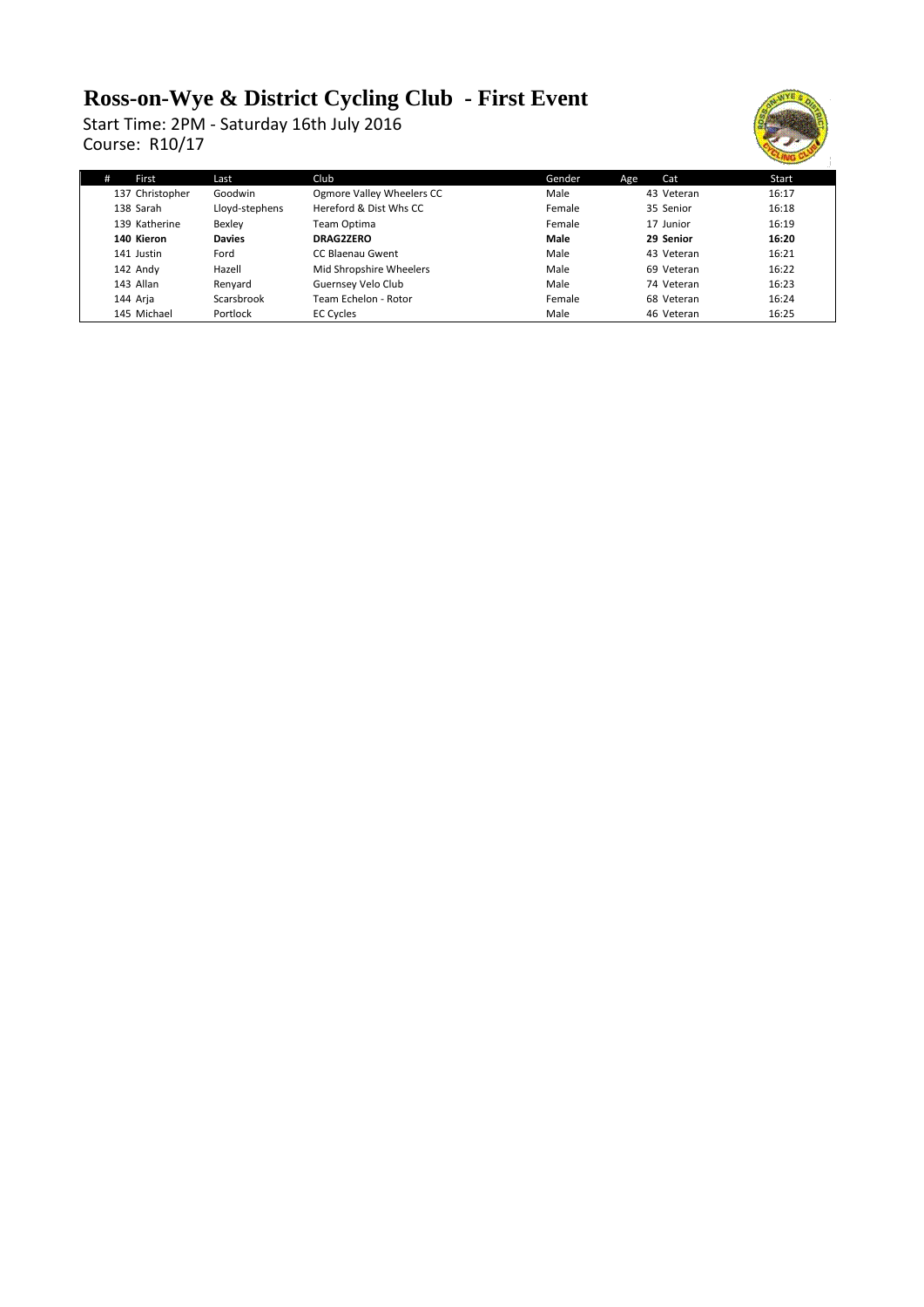# Ross-on-Wye & District Cycling Club - First Event

Start Time: 2PM - Saturday 16th July 2016
Course: R10/17

| # | First | Last | Club | Gender | Age | Cat | Start |
|---|---|---|---|---|---|---|---|
| 137 | Christopher | Goodwin | Ogmore Valley Wheelers CC | Male | 43 | Veteran | 16:17 |
| 138 | Sarah | Lloyd-stephens | Hereford & Dist Whs CC | Female | 35 | Senior | 16:18 |
| 139 | Katherine | Bexley | Team Optima | Female | 17 | Junior | 16:19 |
| **140** | **Kieron** | **Davies** | **DRAG2ZERO** | **Male** | **29** | **Senior** | **16:20** |
| 141 | Justin | Ford | CC Blaenau Gwent | Male | 43 | Veteran | 16:21 |
| 142 | Andy | Hazell | Mid Shropshire Wheelers | Male | 69 | Veteran | 16:22 |
| 143 | Allan | Renyard | Guernsey Velo Club | Male | 74 | Veteran | 16:23 |
| 144 | Arja | Scarsbrook | Team Echelon - Rotor | Female | 68 | Veteran | 16:24 |
| 145 | Michael | Portlock | EC Cycles | Male | 46 | Veteran | 16:25 |